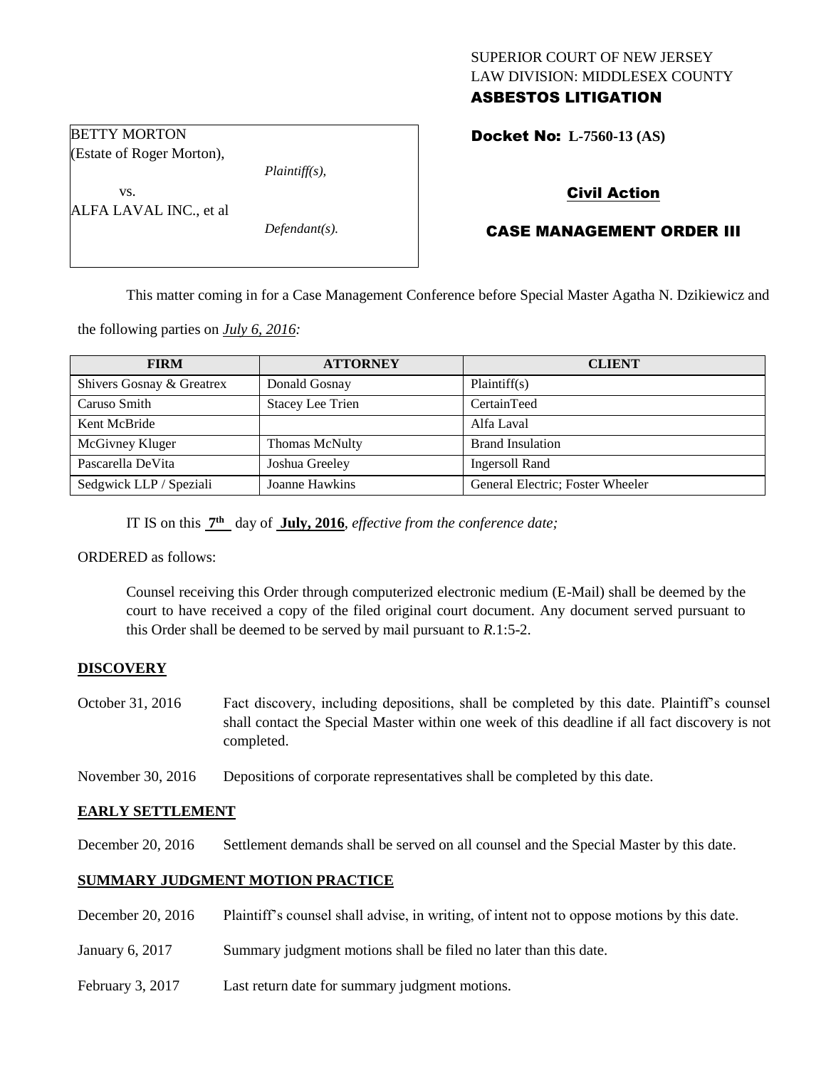SUPERIOR COURT OF NEW JERSEY
LAW DIVISION: MIDDLESEX COUNTY

**ASBESTOS LITIGATION**

BETTY MORTON
(Estate of Roger Morton),
*Plaintiff(s),*
vs.
ALFA LAVAL INC., et al
*Defendant(s).*

**Docket No: L-7560-13 (AS)**

**Civil Action**

**CASE MANAGEMENT ORDER III**

This matter coming in for a Case Management Conference before Special Master Agatha N. Dzikiewicz and the following parties on *July 6, 2016:*

| FIRM | ATTORNEY | CLIENT |
|---|---|---|
| Shivers Gosnay & Greatrex | Donald Gosnay | Plaintiff(s) |
| Caruso Smith | Stacey Lee Trien | CertainTeed |
| Kent McBride | | Alfa Laval |
| McGivney Kluger | Thomas McNulty | Brand Insulation |
| Pascarella DeVita | Joshua Greeley | Ingersoll Rand |
| Sedgwick LLP / Speziali | Joanne Hawkins | General Electric; Foster Wheeler |

IT IS on this **7th** day of **July, 2016**, *effective from the conference date;*

ORDERED as follows:

Counsel receiving this Order through computerized electronic medium (E-Mail) shall be deemed by the court to have received a copy of the filed original court document. Any document served pursuant to this Order shall be deemed to be served by mail pursuant to *R*.1:5-2.

## DISCOVERY

October 31, 2016 — Fact discovery, including depositions, shall be completed by this date. Plaintiff's counsel shall contact the Special Master within one week of this deadline if all fact discovery is not completed.

November 30, 2016 — Depositions of corporate representatives shall be completed by this date.

## EARLY SETTLEMENT

December 20, 2016 — Settlement demands shall be served on all counsel and the Special Master by this date.

## SUMMARY JUDGMENT MOTION PRACTICE

December 20, 2016 — Plaintiff's counsel shall advise, in writing, of intent not to oppose motions by this date.

January 6, 2017 — Summary judgment motions shall be filed no later than this date.

February 3, 2017 — Last return date for summary judgment motions.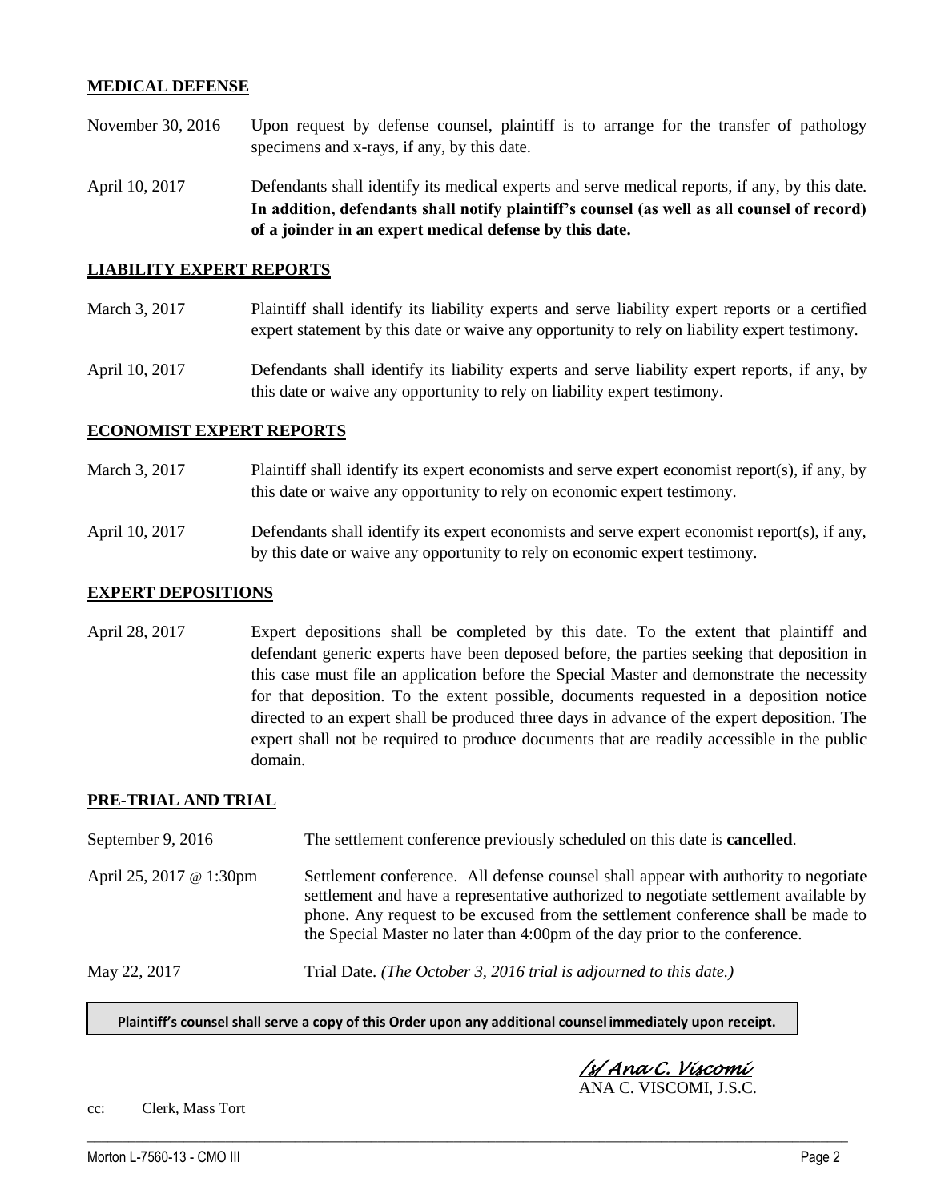**MEDICAL DEFENSE**

| | |
|---|---|
| November 30, 2016 | Upon request by defense counsel, plaintiff is to arrange for the transfer of pathology specimens and x-rays, if any, by this date. |
| April 10, 2017 | Defendants shall identify its medical experts and serve medical reports, if any, by this date. **In addition, defendants shall notify plaintiff's counsel (as well as all counsel of record) of a joinder in an expert medical defense by this date.** |

**LIABILITY EXPERT REPORTS**

| | |
|---|---|
| March 3, 2017 | Plaintiff shall identify its liability experts and serve liability expert reports or a certified expert statement by this date or waive any opportunity to rely on liability expert testimony. |
| April 10, 2017 | Defendants shall identify its liability experts and serve liability expert reports, if any, by this date or waive any opportunity to rely on liability expert testimony. |

**ECONOMIST EXPERT REPORTS**

| | |
|---|---|
| March 3, 2017 | Plaintiff shall identify its expert economists and serve expert economist report(s), if any, by this date or waive any opportunity to rely on economic expert testimony. |
| April 10, 2017 | Defendants shall identify its expert economists and serve expert economist report(s), if any, by this date or waive any opportunity to rely on economic expert testimony. |

**EXPERT DEPOSITIONS**

| | |
|---|---|
| April 28, 2017 | Expert depositions shall be completed by this date. To the extent that plaintiff and defendant generic experts have been deposed before, the parties seeking that deposition in this case must file an application before the Special Master and demonstrate the necessity for that deposition. To the extent possible, documents requested in a deposition notice directed to an expert shall be produced three days in advance of the expert deposition. The expert shall not be required to produce documents that are readily accessible in the public domain. |

**PRE-TRIAL AND TRIAL**

| | |
|---|---|
| September 9, 2016 | The settlement conference previously scheduled on this date is **cancelled**. |
| April 25, 2017 @ 1:30pm | Settlement conference. All defense counsel shall appear with authority to negotiate settlement and have a representative authorized to negotiate settlement available by phone. Any request to be excused from the settlement conference shall be made to the Special Master no later than 4:00pm of the day prior to the conference. |
| May 22, 2017 | Trial Date. *(The October 3, 2016 trial is adjourned to this date.)* |

**Plaintiff's counsel shall serve a copy of this Order upon any additional counsel immediately upon receipt.**

*/s/ Ana C. Viscomi*
ANA C. VISCOMI, J.S.C.

cc: Clerk, Mass Tort